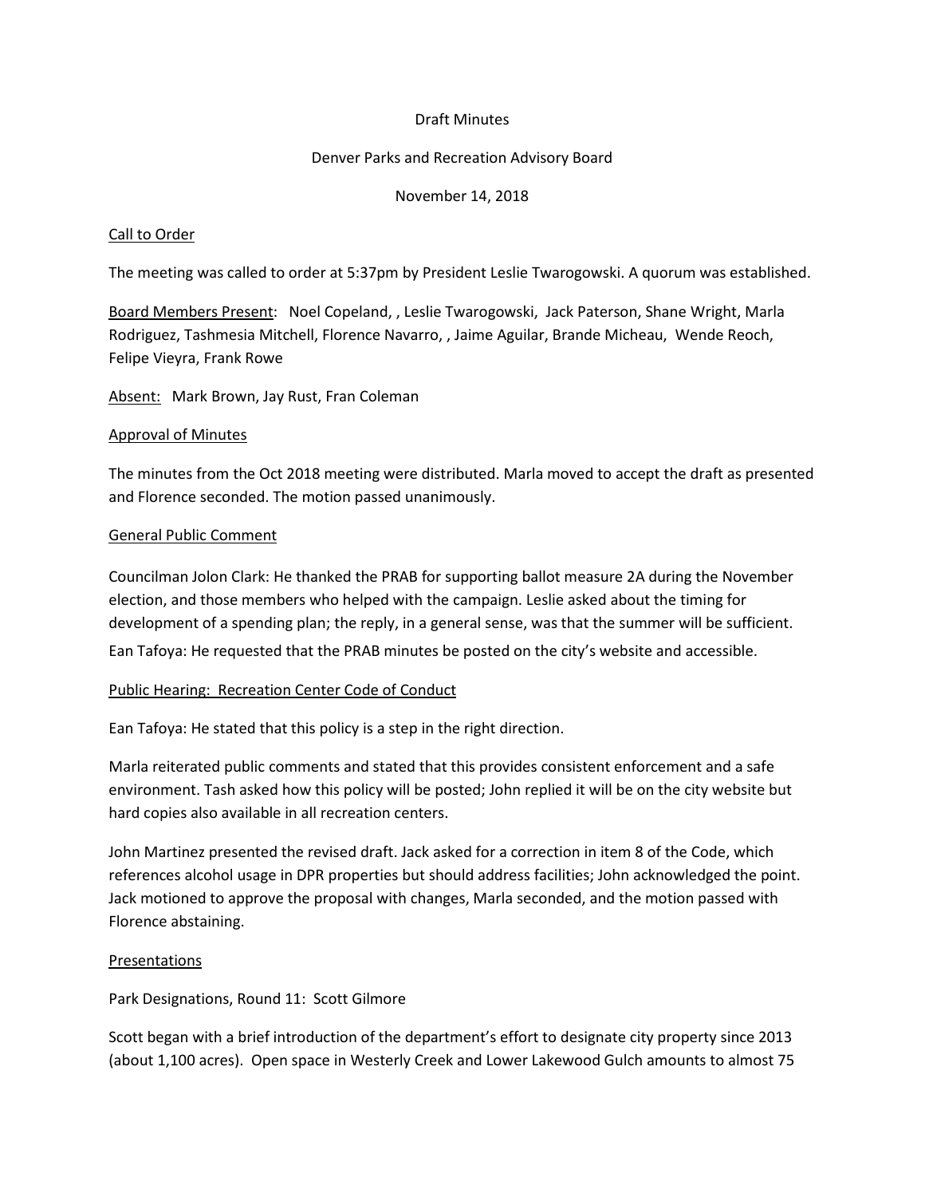Draft Minutes

Denver Parks and Recreation Advisory Board

November 14, 2018

Call to Order

The meeting was called to order at 5:37pm by President Leslie Twarogowski. A quorum was established.

Board Members Present: Noel Copeland, , Leslie Twarogowski, Jack Paterson, Shane Wright, Marla Rodriguez, Tashmesia Mitchell, Florence Navarro, , Jaime Aguilar, Brande Micheau, Wende Reoch, Felipe Vieyra, Frank Rowe

Absent: Mark Brown, Jay Rust, Fran Coleman

Approval of Minutes

The minutes from the Oct 2018 meeting were distributed. Marla moved to accept the draft as presented and Florence seconded. The motion passed unanimously.

General Public Comment

Councilman Jolon Clark: He thanked the PRAB for supporting ballot measure 2A during the November election, and those members who helped with the campaign. Leslie asked about the timing for development of a spending plan; the reply, in a general sense, was that the summer will be sufficient.

Ean Tafoya: He requested that the PRAB minutes be posted on the city's website and accessible.

Public Hearing: Recreation Center Code of Conduct

Ean Tafoya: He stated that this policy is a step in the right direction.

Marla reiterated public comments and stated that this provides consistent enforcement and a safe environment. Tash asked how this policy will be posted; John replied it will be on the city website but hard copies also available in all recreation centers.

John Martinez presented the revised draft. Jack asked for a correction in item 8 of the Code, which references alcohol usage in DPR properties but should address facilities; John acknowledged the point. Jack motioned to approve the proposal with changes, Marla seconded, and the motion passed with Florence abstaining.

Presentations

Park Designations, Round 11: Scott Gilmore

Scott began with a brief introduction of the department's effort to designate city property since 2013 (about 1,100 acres). Open space in Westerly Creek and Lower Lakewood Gulch amounts to almost 75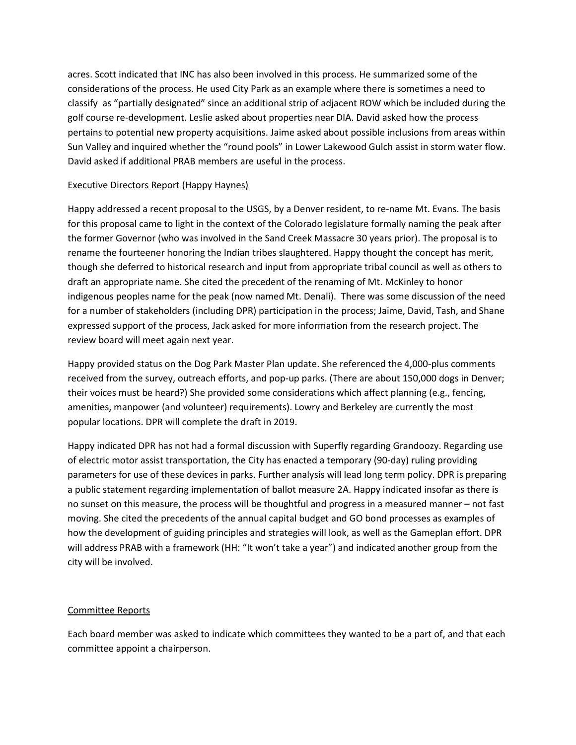acres. Scott indicated that INC has also been involved in this process. He summarized some of the considerations of the process. He used City Park as an example where there is sometimes a need to classify as "partially designated" since an additional strip of adjacent ROW which be included during the golf course re-development. Leslie asked about properties near DIA. David asked how the process pertains to potential new property acquisitions. Jaime asked about possible inclusions from areas within Sun Valley and inquired whether the "round pools" in Lower Lakewood Gulch assist in storm water flow. David asked if additional PRAB members are useful in the process.

## Executive Directors Report (Happy Haynes)

Happy addressed a recent proposal to the USGS, by a Denver resident, to re-name Mt. Evans. The basis for this proposal came to light in the context of the Colorado legislature formally naming the peak after the former Governor (who was involved in the Sand Creek Massacre 30 years prior). The proposal is to rename the fourteener honoring the Indian tribes slaughtered. Happy thought the concept has merit, though she deferred to historical research and input from appropriate tribal council as well as others to draft an appropriate name. She cited the precedent of the renaming of Mt. McKinley to honor indigenous peoples name for the peak (now named Mt. Denali). There was some discussion of the need for a number of stakeholders (including DPR) participation in the process; Jaime, David, Tash, and Shane expressed support of the process, Jack asked for more information from the research project. The review board will meet again next year.

Happy provided status on the Dog Park Master Plan update. She referenced the 4,000-plus comments received from the survey, outreach efforts, and pop-up parks. (There are about 150,000 dogs in Denver; their voices must be heard?) She provided some considerations which affect planning (e.g., fencing, amenities, manpower (and volunteer) requirements). Lowry and Berkeley are currently the most popular locations. DPR will complete the draft in 2019.

Happy indicated DPR has not had a formal discussion with Superfly regarding Grandoozy. Regarding use of electric motor assist transportation, the City has enacted a temporary (90-day) ruling providing parameters for use of these devices in parks. Further analysis will lead long term policy. DPR is preparing a public statement regarding implementation of ballot measure 2A. Happy indicated insofar as there is no sunset on this measure, the process will be thoughtful and progress in a measured manner – not fast moving. She cited the precedents of the annual capital budget and GO bond processes as examples of how the development of guiding principles and strategies will look, as well as the Gameplan effort. DPR will address PRAB with a framework (HH: "It won't take a year") and indicated another group from the city will be involved.

## Committee Reports

Each board member was asked to indicate which committees they wanted to be a part of, and that each committee appoint a chairperson.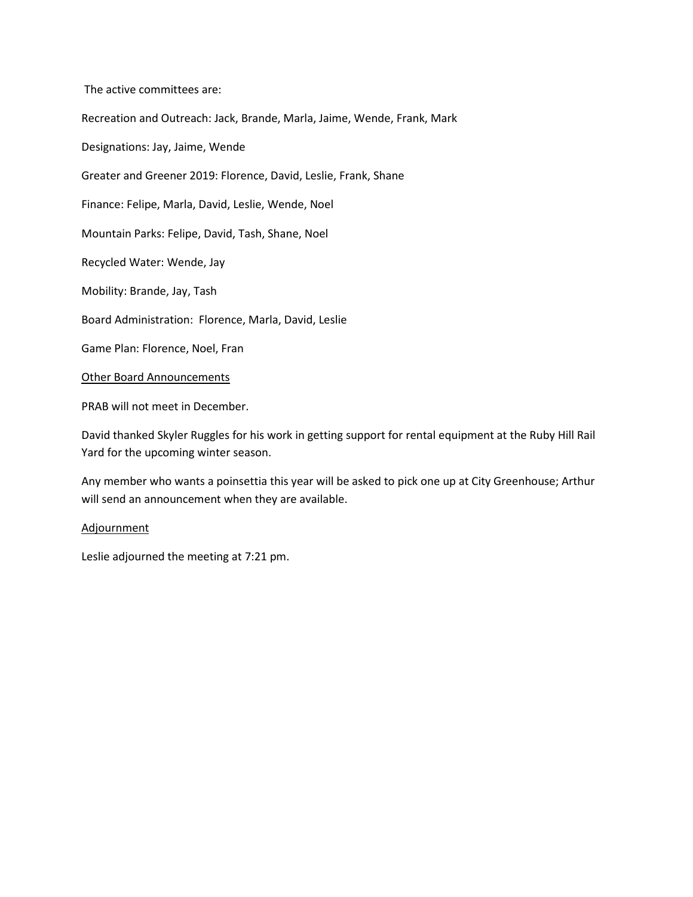The active committees are:

Recreation and Outreach: Jack, Brande, Marla, Jaime, Wende, Frank, Mark

Designations: Jay, Jaime, Wende

Greater and Greener 2019: Florence, David, Leslie, Frank, Shane

Finance: Felipe, Marla, David, Leslie, Wende, Noel

Mountain Parks: Felipe, David, Tash, Shane, Noel

Recycled Water: Wende, Jay

Mobility: Brande, Jay, Tash

Board Administration: Florence, Marla, David, Leslie

Game Plan: Florence, Noel, Fran

Other Board Announcements

PRAB will not meet in December.

David thanked Skyler Ruggles for his work in getting support for rental equipment at the Ruby Hill Rail Yard for the upcoming winter season.

Any member who wants a poinsettia this year will be asked to pick one up at City Greenhouse; Arthur will send an announcement when they are available.

Adjournment

Leslie adjourned the meeting at 7:21 pm.